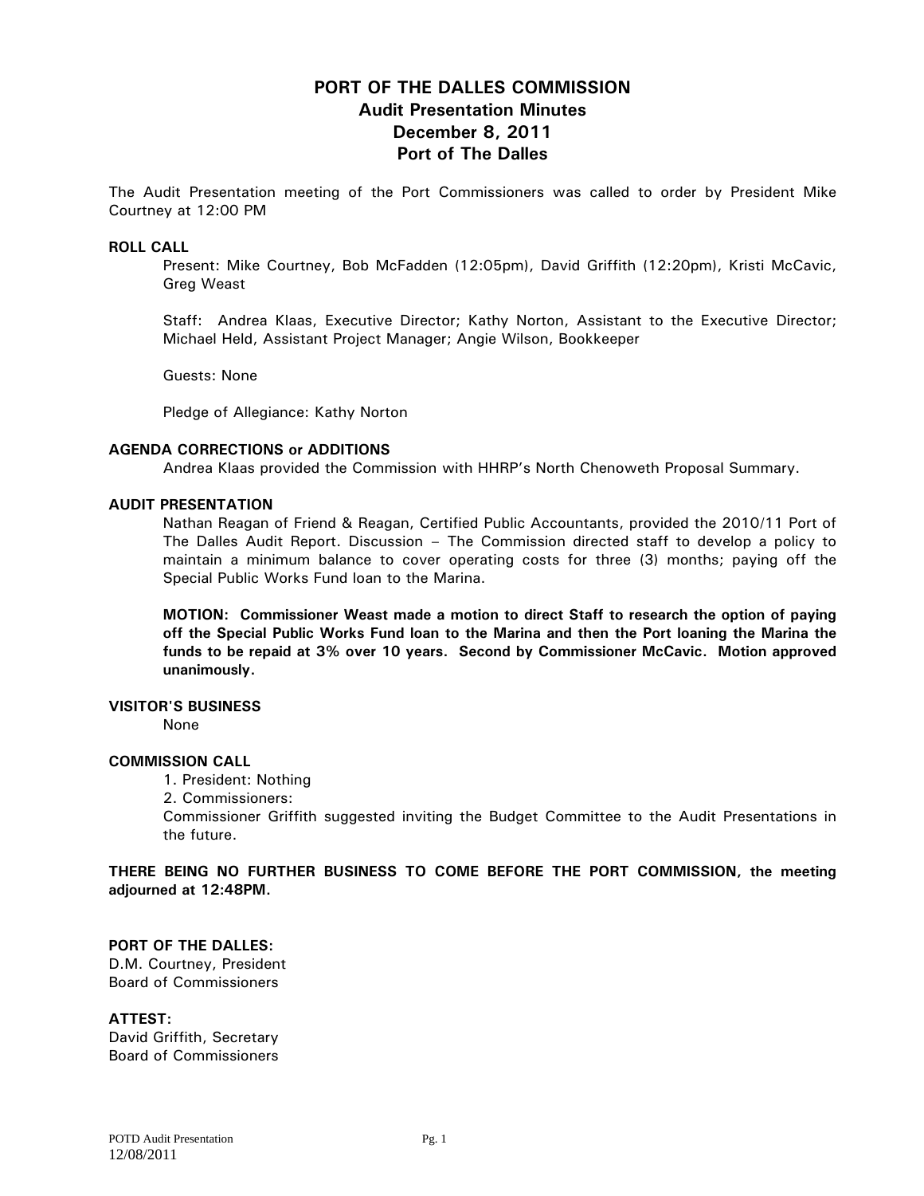# PORT OF THE DALLES COMMISSION
## Audit Presentation Minutes
## December 8, 2011
## Port of The Dalles

The Audit Presentation meeting of the Port Commissioners was called to order by President Mike Courtney at 12:00 PM

**ROLL CALL**

Present: Mike Courtney, Bob McFadden (12:05pm), David Griffith (12:20pm), Kristi McCavic, Greg Weast

Staff: Andrea Klaas, Executive Director; Kathy Norton, Assistant to the Executive Director; Michael Held, Assistant Project Manager; Angie Wilson, Bookkeeper

Guests: None

Pledge of Allegiance: Kathy Norton

**AGENDA CORRECTIONS or ADDITIONS**

Andrea Klaas provided the Commission with HHRP's North Chenoweth Proposal Summary.

**AUDIT PRESENTATION**

Nathan Reagan of Friend & Reagan, Certified Public Accountants, provided the 2010/11 Port of The Dalles Audit Report. Discussion – The Commission directed staff to develop a policy to maintain a minimum balance to cover operating costs for three (3) months; paying off the Special Public Works Fund loan to the Marina.

**MOTION: Commissioner Weast made a motion to direct Staff to research the option of paying off the Special Public Works Fund loan to the Marina and then the Port loaning the Marina the funds to be repaid at 3% over 10 years. Second by Commissioner McCavic. Motion approved unanimously.**

**VISITOR'S BUSINESS**

None

**COMMISSION CALL**

1. President: Nothing
2. Commissioners:

Commissioner Griffith suggested inviting the Budget Committee to the Audit Presentations in the future.

**THERE BEING NO FURTHER BUSINESS TO COME BEFORE THE PORT COMMISSION, the meeting adjourned at 12:48PM.**

**PORT OF THE DALLES:**
D.M. Courtney, President
Board of Commissioners

**ATTEST:**
David Griffith, Secretary
Board of Commissioners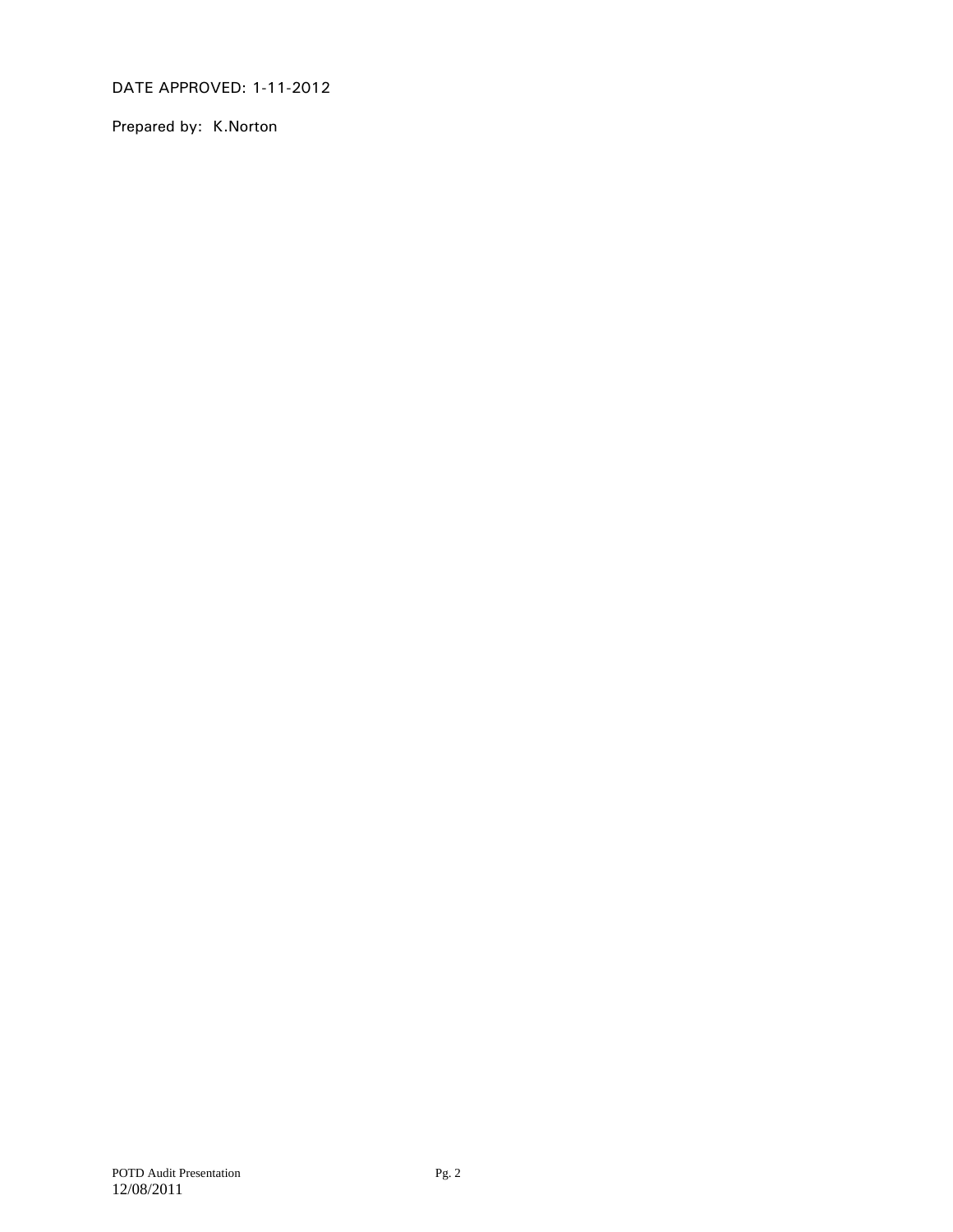DATE APPROVED: 1-11-2012

Prepared by: K.Norton